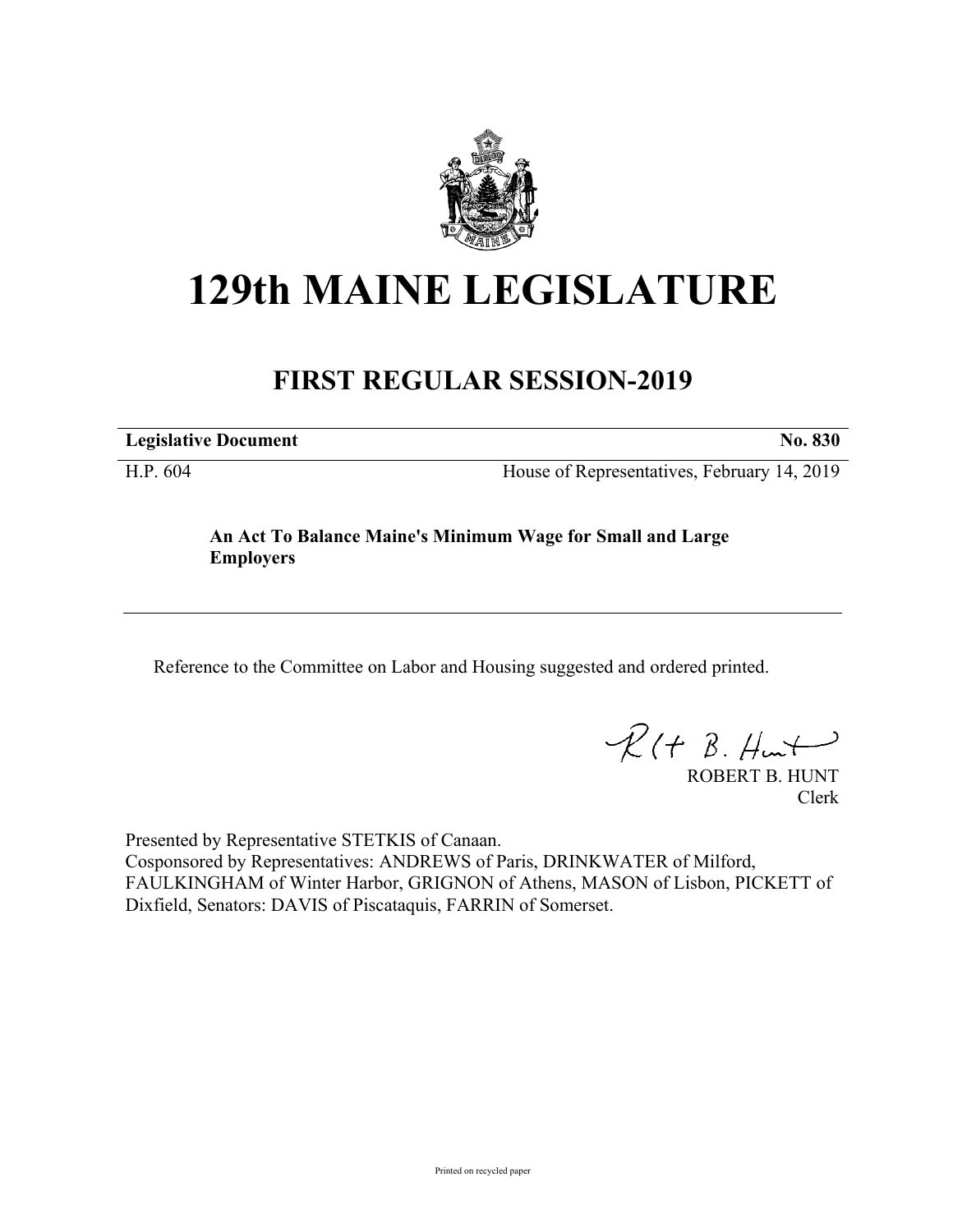# 129th MAINE LEGISLATURE

## FIRST REGULAR SESSION-2019

| **Legislative Document** | **No. 830** |
|---|---|
| H.P. 604 | House of Representatives, February 14, 2019 |

**An Act To Balance Maine's Minimum Wage for Small and Large Employers**

---

Reference to the Committee on Labor and Housing suggested and ordered printed.

ROBERT B. HUNT
Clerk

Presented by Representative STETKIS of Canaan.
Cosponsored by Representatives: ANDREWS of Paris, DRINKWATER of Milford, FAULKINGHAM of Winter Harbor, GRIGNON of Athens, MASON of Lisbon, PICKETT of Dixfield, Senators: DAVIS of Piscataquis, FARRIN of Somerset.

Printed on recycled paper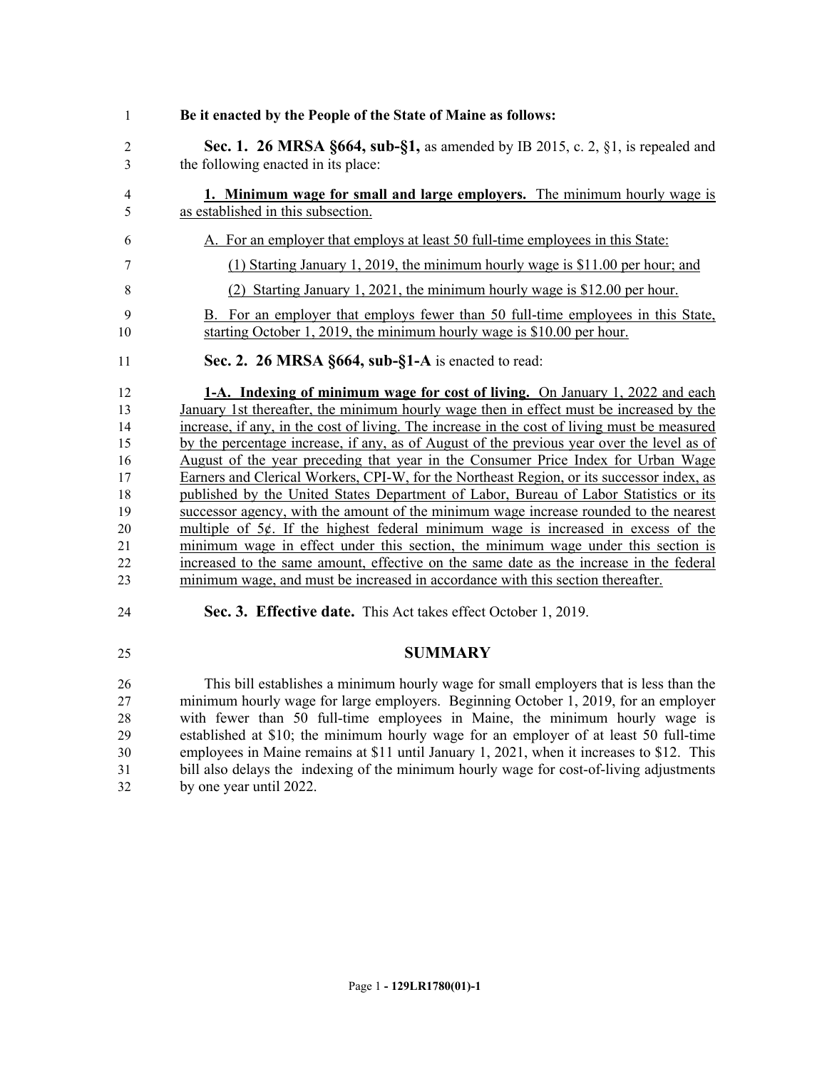**Be it enacted by the People of the State of Maine as follows:**

**Sec. 1. 26 MRSA §664, sub-§1,** as amended by IB 2015, c. 2, §1, is repealed and the following enacted in its place:

**1. Minimum wage for small and large employers.** The minimum hourly wage is as established in this subsection.

A. For an employer that employs at least 50 full-time employees in this State:

(1) Starting January 1, 2019, the minimum hourly wage is $11.00 per hour; and

(2) Starting January 1, 2021, the minimum hourly wage is $12.00 per hour.

B. For an employer that employs fewer than 50 full-time employees in this State, starting October 1, 2019, the minimum hourly wage is $10.00 per hour.

**Sec. 2. 26 MRSA §664, sub-§1-A** is enacted to read:

**1-A. Indexing of minimum wage for cost of living.** On January 1, 2022 and each January 1st thereafter, the minimum hourly wage then in effect must be increased by the increase, if any, in the cost of living. The increase in the cost of living must be measured by the percentage increase, if any, as of August of the previous year over the level as of August of the year preceding that year in the Consumer Price Index for Urban Wage Earners and Clerical Workers, CPI-W, for the Northeast Region, or its successor index, as published by the United States Department of Labor, Bureau of Labor Statistics or its successor agency, with the amount of the minimum wage increase rounded to the nearest multiple of 5¢. If the highest federal minimum wage is increased in excess of the minimum wage in effect under this section, the minimum wage under this section is increased to the same amount, effective on the same date as the increase in the federal minimum wage, and must be increased in accordance with this section thereafter.

**Sec. 3. Effective date.** This Act takes effect October 1, 2019.

## SUMMARY

This bill establishes a minimum hourly wage for small employers that is less than the minimum hourly wage for large employers. Beginning October 1, 2019, for an employer with fewer than 50 full-time employees in Maine, the minimum hourly wage is established at $10; the minimum hourly wage for an employer of at least 50 full-time employees in Maine remains at $11 until January 1, 2021, when it increases to $12. This bill also delays the indexing of the minimum hourly wage for cost-of-living adjustments by one year until 2022.